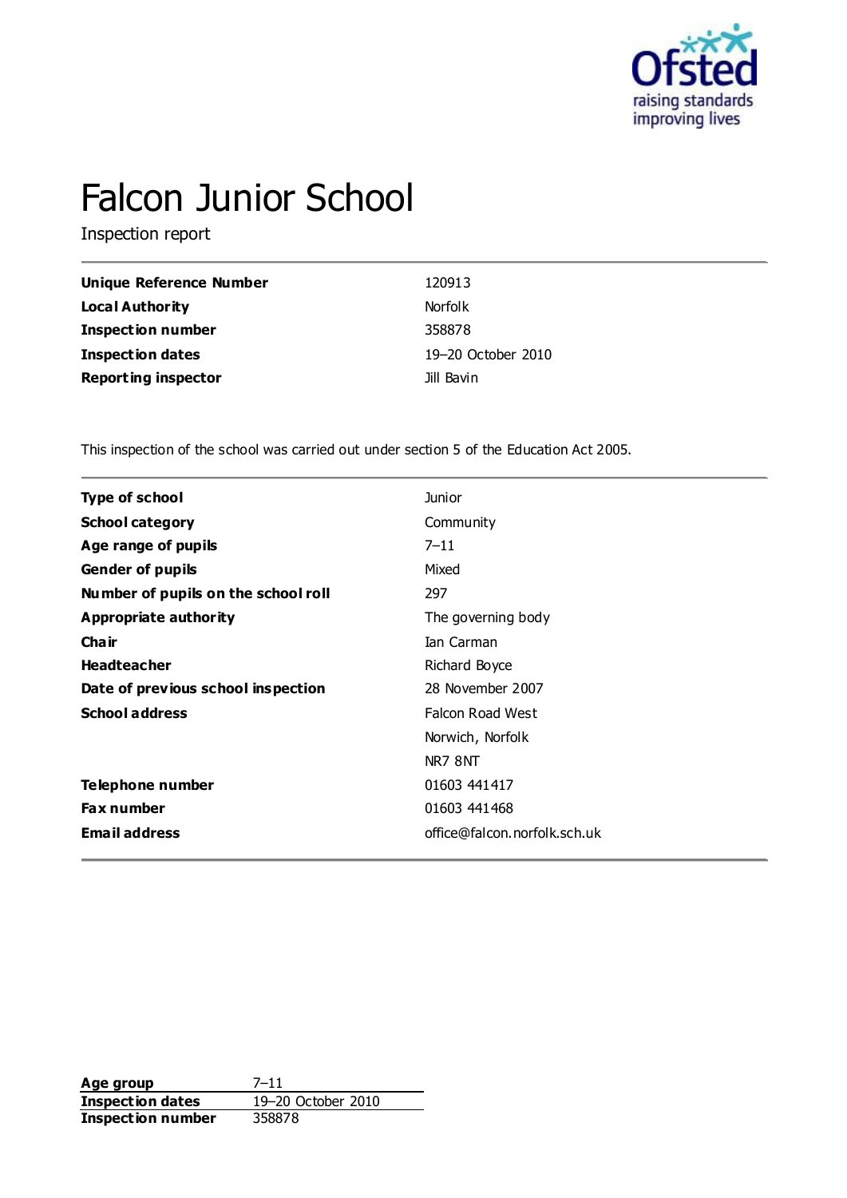# Falcon Junior School

Inspection report

| | |
|---|---|
| **Unique Reference Number** | 120913 |
| **Local Authority** | Norfolk |
| **Inspection number** | 358878 |
| **Inspection dates** | 19–20 October 2010 |
| **Reporting inspector** | Jill Bavin |

This inspection of the school was carried out under section 5 of the Education Act 2005.

| | |
|---|---|
| **Type of school** | Junior |
| **School category** | Community |
| **Age range of pupils** | 7–11 |
| **Gender of pupils** | Mixed |
| **Number of pupils on the school roll** | 297 |
| **Appropriate authority** | The governing body |
| **Chair** | Ian Carman |
| **Headteacher** | Richard Boyce |
| **Date of previous school inspection** | 28 November 2007 |
| **School address** | Falcon Road West<br>Norwich, Norfolk<br>NR7 8NT |
| **Telephone number** | 01603 441417 |
| **Fax number** | 01603 441468 |
| **Email address** | office@falcon.norfolk.sch.uk |

| | |
|---|---|
| **Age group** | 7–11 |
| **Inspection dates** | 19–20 October 2010 |
| **Inspection number** | 358878 |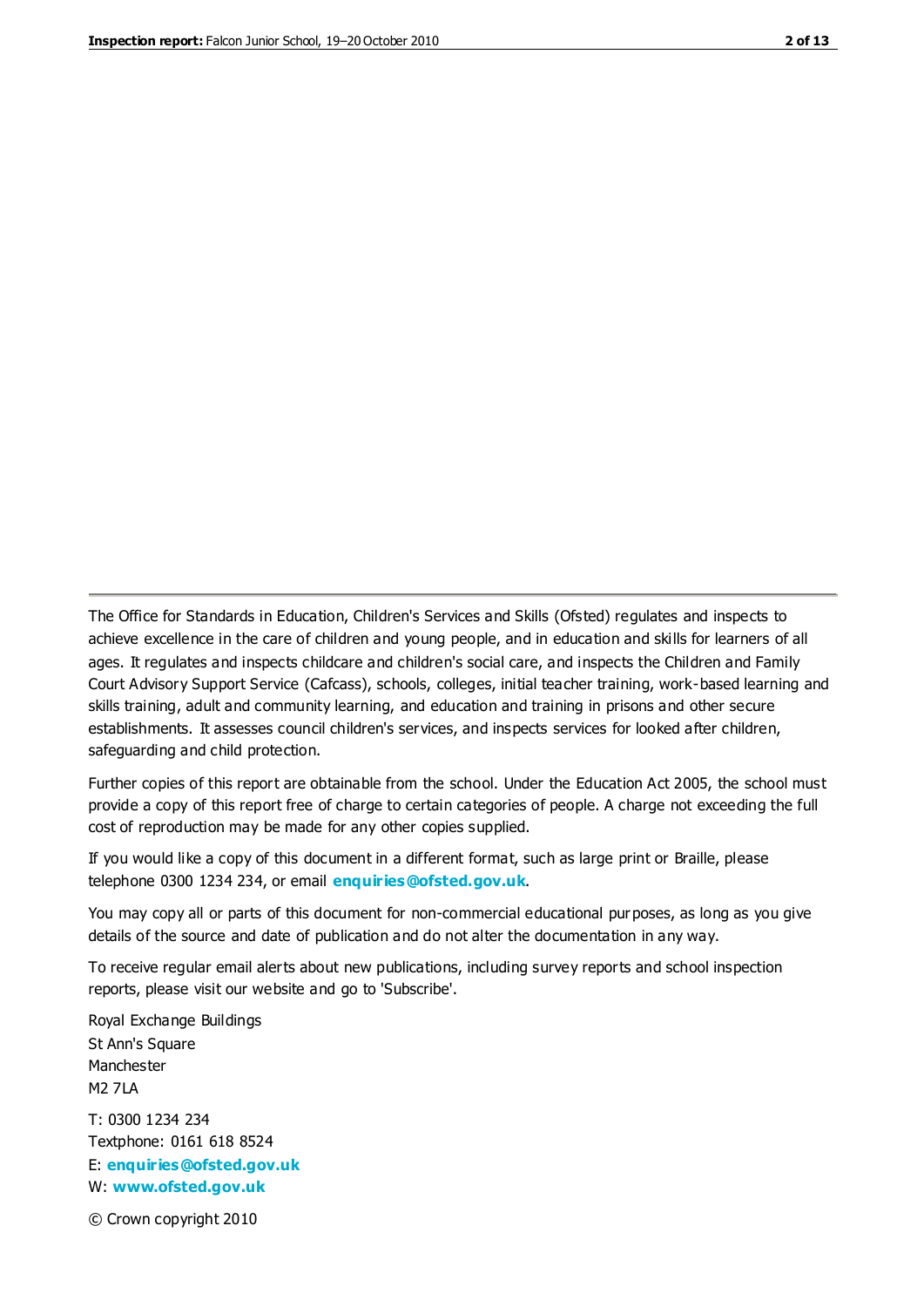The Office for Standards in Education, Children's Services and Skills (Ofsted) regulates and inspects to achieve excellence in the care of children and young people, and in education and skills for learners of all ages. It regulates and inspects childcare and children's social care, and inspects the Children and Family Court Advisory Support Service (Cafcass), schools, colleges, initial teacher training, work-based learning and skills training, adult and community learning, and education and training in prisons and other secure establishments. It assesses council children's services, and inspects services for looked after children, safeguarding and child protection.

Further copies of this report are obtainable from the school. Under the Education Act 2005, the school must provide a copy of this report free of charge to certain categories of people. A charge not exceeding the full cost of reproduction may be made for any other copies supplied.

If you would like a copy of this document in a different format, such as large print or Braille, please telephone 0300 1234 234, or email **enquiries@ofsted.gov.uk**.

You may copy all or parts of this document for non-commercial educational purposes, as long as you give details of the source and date of publication and do not alter the documentation in any way.

To receive regular email alerts about new publications, including survey reports and school inspection reports, please visit our website and go to 'Subscribe'.

Royal Exchange Buildings
St Ann's Square
Manchester
M2 7LA

T: 0300 1234 234
Textphone: 0161 618 8524
E: **enquiries@ofsted.gov.uk**
W: **www.ofsted.gov.uk**

© Crown copyright 2010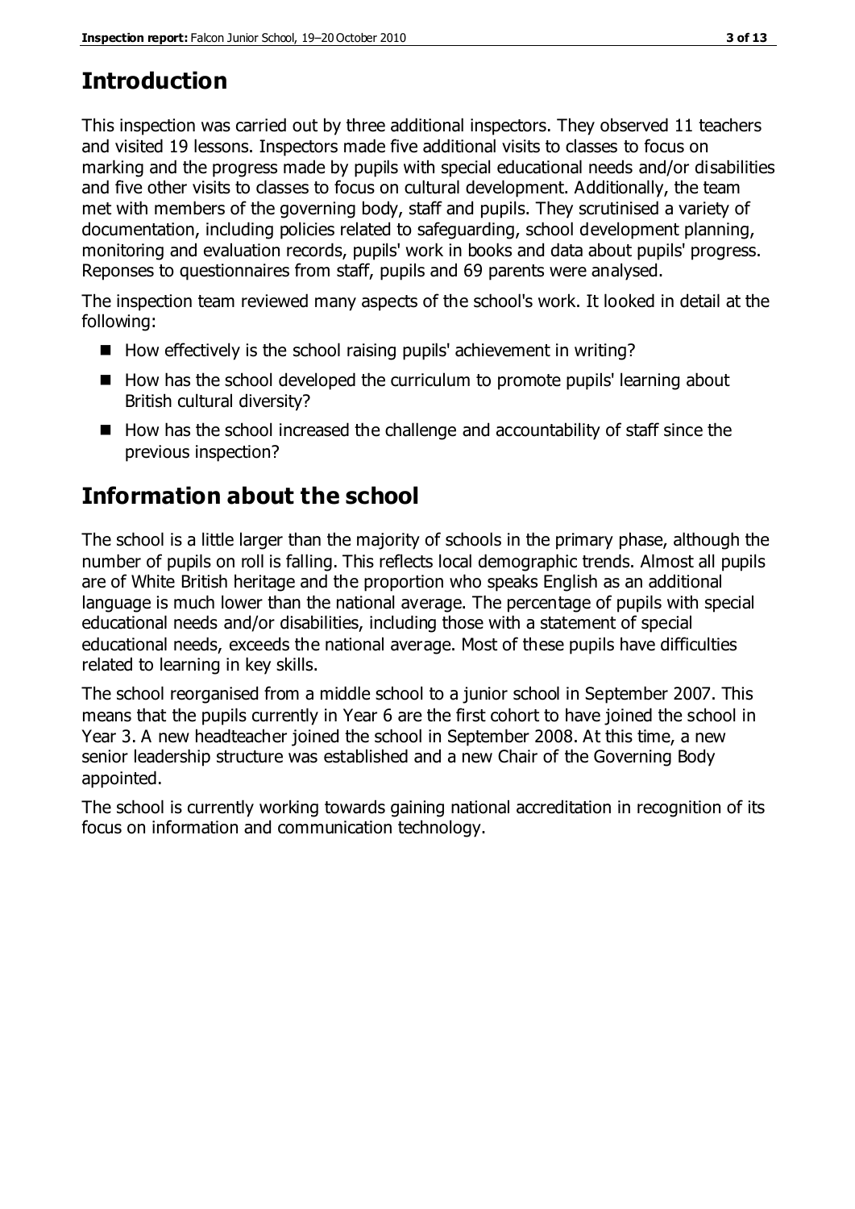## Introduction

This inspection was carried out by three additional inspectors. They observed 11 teachers and visited 19 lessons. Inspectors made five additional visits to classes to focus on marking and the progress made by pupils with special educational needs and/or disabilities and five other visits to classes to focus on cultural development. Additionally, the team met with members of the governing body, staff and pupils. They scrutinised a variety of documentation, including policies related to safeguarding, school development planning, monitoring and evaluation records, pupils' work in books and data about pupils' progress. Reponses to questionnaires from staff, pupils and 69 parents were analysed.

The inspection team reviewed many aspects of the school's work. It looked in detail at the following:

- How effectively is the school raising pupils' achievement in writing?
- How has the school developed the curriculum to promote pupils' learning about British cultural diversity?
- How has the school increased the challenge and accountability of staff since the previous inspection?

## Information about the school

The school is a little larger than the majority of schools in the primary phase, although the number of pupils on roll is falling. This reflects local demographic trends. Almost all pupils are of White British heritage and the proportion who speaks English as an additional language is much lower than the national average. The percentage of pupils with special educational needs and/or disabilities, including those with a statement of special educational needs, exceeds the national average. Most of these pupils have difficulties related to learning in key skills.

The school reorganised from a middle school to a junior school in September 2007. This means that the pupils currently in Year 6 are the first cohort to have joined the school in Year 3. A new headteacher joined the school in September 2008. At this time, a new senior leadership structure was established and a new Chair of the Governing Body appointed.

The school is currently working towards gaining national accreditation in recognition of its focus on information and communication technology.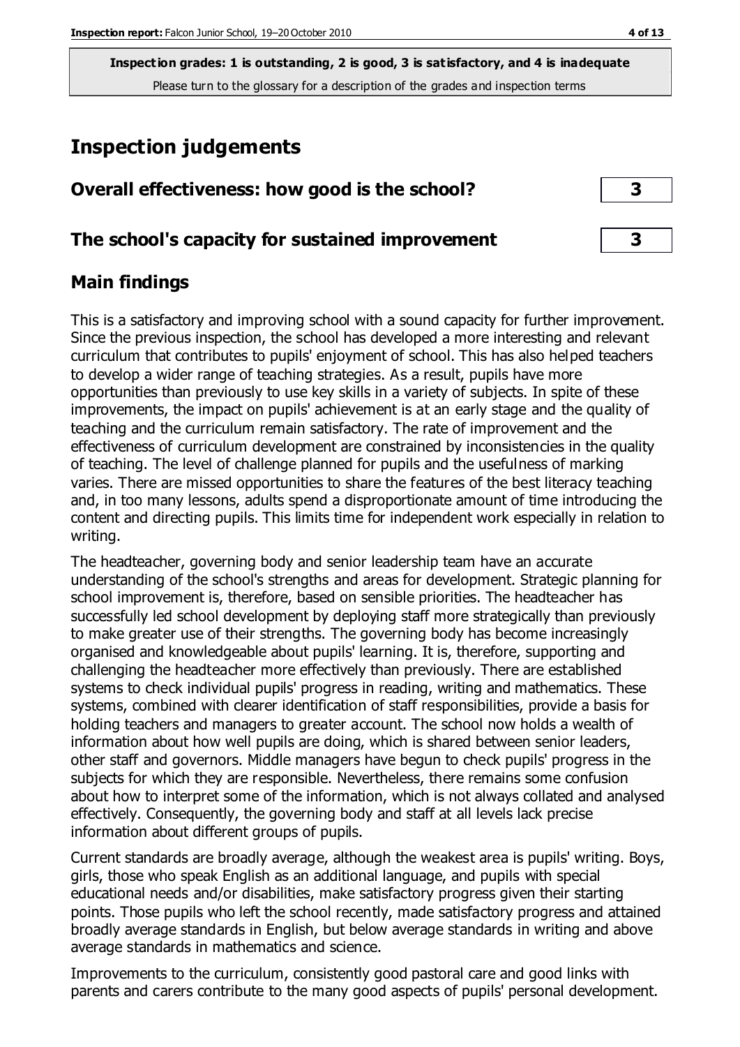**Inspection grades: 1 is outstanding, 2 is good, 3 is satisfactory, and 4 is inadequate**
Please turn to the glossary for a description of the grades and inspection terms

## Inspection judgements

| | |
|---|---|
| **Overall effectiveness: how good is the school?** | **3** |
| **The school's capacity for sustained improvement** | **3** |

### Main findings

This is a satisfactory and improving school with a sound capacity for further improvement. Since the previous inspection, the school has developed a more interesting and relevant curriculum that contributes to pupils' enjoyment of school. This has also helped teachers to develop a wider range of teaching strategies. As a result, pupils have more opportunities than previously to use key skills in a variety of subjects. In spite of these improvements, the impact on pupils' achievement is at an early stage and the quality of teaching and the curriculum remain satisfactory. The rate of improvement and the effectiveness of curriculum development are constrained by inconsistencies in the quality of teaching. The level of challenge planned for pupils and the usefulness of marking varies. There are missed opportunities to share the features of the best literacy teaching and, in too many lessons, adults spend a disproportionate amount of time introducing the content and directing pupils. This limits time for independent work especially in relation to writing.

The headteacher, governing body and senior leadership team have an accurate understanding of the school's strengths and areas for development. Strategic planning for school improvement is, therefore, based on sensible priorities. The headteacher has successfully led school development by deploying staff more strategically than previously to make greater use of their strengths. The governing body has become increasingly organised and knowledgeable about pupils' learning. It is, therefore, supporting and challenging the headteacher more effectively than previously. There are established systems to check individual pupils' progress in reading, writing and mathematics. These systems, combined with clearer identification of staff responsibilities, provide a basis for holding teachers and managers to greater account. The school now holds a wealth of information about how well pupils are doing, which is shared between senior leaders, other staff and governors. Middle managers have begun to check pupils' progress in the subjects for which they are responsible. Nevertheless, there remains some confusion about how to interpret some of the information, which is not always collated and analysed effectively. Consequently, the governing body and staff at all levels lack precise information about different groups of pupils.

Current standards are broadly average, although the weakest area is pupils' writing. Boys, girls, those who speak English as an additional language, and pupils with special educational needs and/or disabilities, make satisfactory progress given their starting points. Those pupils who left the school recently, made satisfactory progress and attained broadly average standards in English, but below average standards in writing and above average standards in mathematics and science.

Improvements to the curriculum, consistently good pastoral care and good links with parents and carers contribute to the many good aspects of pupils' personal development.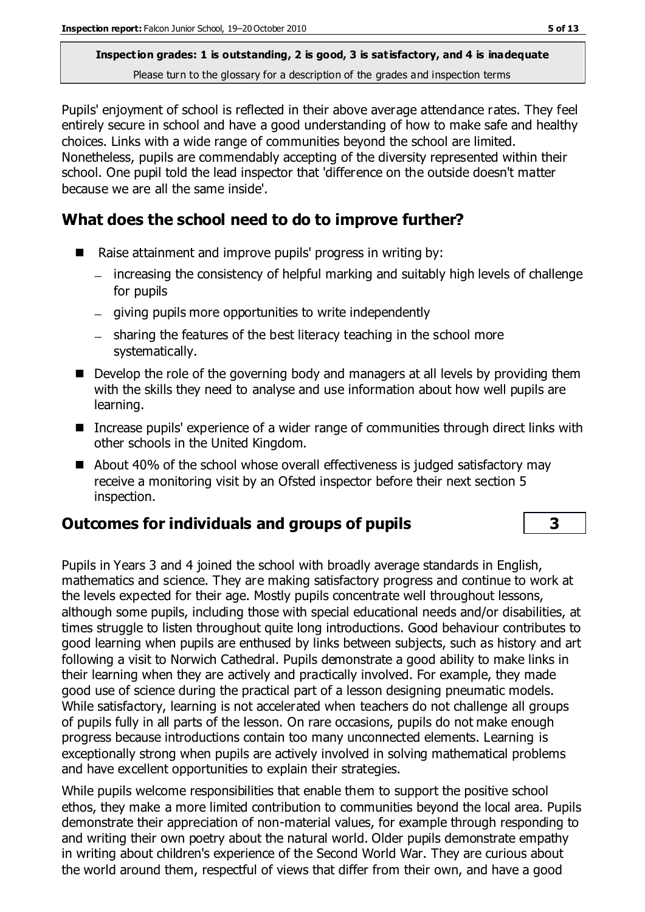**Inspection grades: 1 is outstanding, 2 is good, 3 is satisfactory, and 4 is inadequate**
Please turn to the glossary for a description of the grades and inspection terms

Pupils' enjoyment of school is reflected in their above average attendance rates. They feel entirely secure in school and have a good understanding of how to make safe and healthy choices. Links with a wide range of communities beyond the school are limited. Nonetheless, pupils are commendably accepting of the diversity represented within their school. One pupil told the lead inspector that 'difference on the outside doesn't matter because we are all the same inside'.

## What does the school need to do to improve further?

- Raise attainment and improve pupils' progress in writing by:
  - increasing the consistency of helpful marking and suitably high levels of challenge for pupils
  - giving pupils more opportunities to write independently
  - sharing the features of the best literacy teaching in the school more systematically.
- Develop the role of the governing body and managers at all levels by providing them with the skills they need to analyse and use information about how well pupils are learning.
- Increase pupils' experience of a wider range of communities through direct links with other schools in the United Kingdom.
- About 40% of the school whose overall effectiveness is judged satisfactory may receive a monitoring visit by an Ofsted inspector before their next section 5 inspection.

## Outcomes for individuals and groups of pupils — 3

Pupils in Years 3 and 4 joined the school with broadly average standards in English, mathematics and science. They are making satisfactory progress and continue to work at the levels expected for their age. Mostly pupils concentrate well throughout lessons, although some pupils, including those with special educational needs and/or disabilities, at times struggle to listen throughout quite long introductions. Good behaviour contributes to good learning when pupils are enthused by links between subjects, such as history and art following a visit to Norwich Cathedral. Pupils demonstrate a good ability to make links in their learning when they are actively and practically involved. For example, they made good use of science during the practical part of a lesson designing pneumatic models. While satisfactory, learning is not accelerated when teachers do not challenge all groups of pupils fully in all parts of the lesson. On rare occasions, pupils do not make enough progress because introductions contain too many unconnected elements. Learning is exceptionally strong when pupils are actively involved in solving mathematical problems and have excellent opportunities to explain their strategies.

While pupils welcome responsibilities that enable them to support the positive school ethos, they make a more limited contribution to communities beyond the local area. Pupils demonstrate their appreciation of non-material values, for example through responding to and writing their own poetry about the natural world. Older pupils demonstrate empathy in writing about children's experience of the Second World War. They are curious about the world around them, respectful of views that differ from their own, and have a good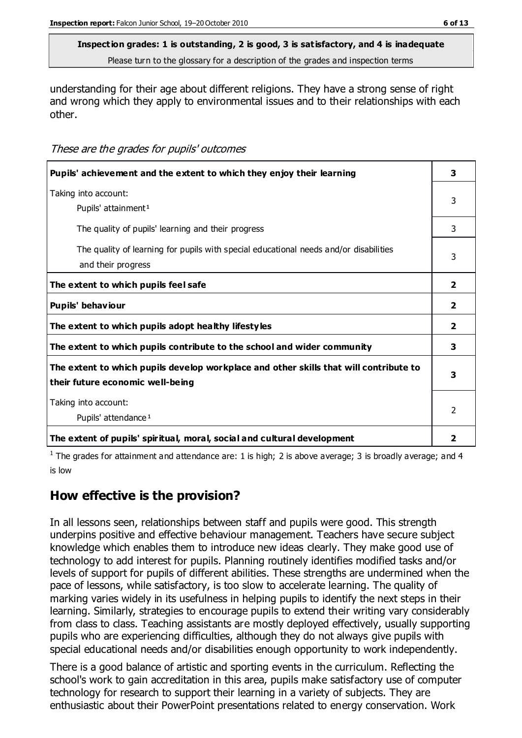**Inspection grades: 1 is outstanding, 2 is good, 3 is satisfactory, and 4 is inadequate**

Please turn to the glossary for a description of the grades and inspection terms

understanding for their age about different religions. They have a strong sense of right and wrong which they apply to environmental issues and to their relationships with each other.

*These are the grades for pupils' outcomes*

| | |
|---|---|
| **Pupils' achievement and the extent to which they enjoy their learning** | **3** |
| Taking into account:<br>Pupils' attainment[1] | 3 |
| The quality of pupils' learning and their progress | 3 |
| The quality of learning for pupils with special educational needs and/or disabilities and their progress | 3 |
| **The extent to which pupils feel safe** | **2** |
| **Pupils' behaviour** | **2** |
| **The extent to which pupils adopt healthy lifestyles** | **2** |
| **The extent to which pupils contribute to the school and wider community** | **3** |
| **The extent to which pupils develop workplace and other skills that will contribute to their future economic well-being** | **3** |
| Taking into account:<br>Pupils' attendance[1] | 2 |
| **The extent of pupils' spiritual, moral, social and cultural development** | **2** |

[1] The grades for attainment and attendance are: 1 is high; 2 is above average; 3 is broadly average; and 4 is low

## How effective is the provision?

In all lessons seen, relationships between staff and pupils were good. This strength underpins positive and effective behaviour management. Teachers have secure subject knowledge which enables them to introduce new ideas clearly. They make good use of technology to add interest for pupils. Planning routinely identifies modified tasks and/or levels of support for pupils of different abilities. These strengths are undermined when the pace of lessons, while satisfactory, is too slow to accelerate learning. The quality of marking varies widely in its usefulness in helping pupils to identify the next steps in their learning. Similarly, strategies to encourage pupils to extend their writing vary considerably from class to class. Teaching assistants are mostly deployed effectively, usually supporting pupils who are experiencing difficulties, although they do not always give pupils with special educational needs and/or disabilities enough opportunity to work independently.

There is a good balance of artistic and sporting events in the curriculum. Reflecting the school's work to gain accreditation in this area, pupils make satisfactory use of computer technology for research to support their learning in a variety of subjects. They are enthusiastic about their PowerPoint presentations related to energy conservation. Work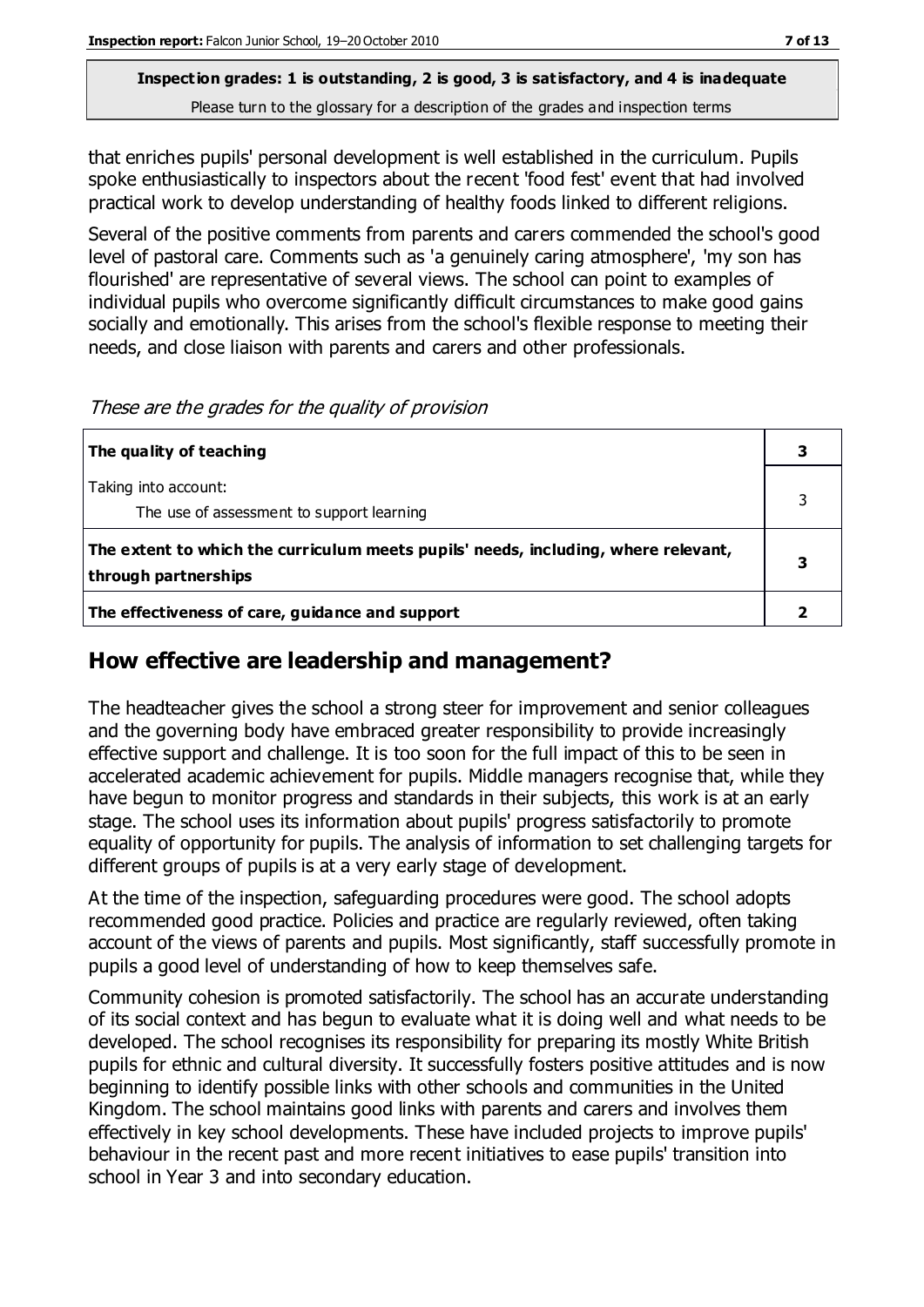**Inspection grades: 1 is outstanding, 2 is good, 3 is satisfactory, and 4 is inadequate**
Please turn to the glossary for a description of the grades and inspection terms

that enriches pupils' personal development is well established in the curriculum. Pupils spoke enthusiastically to inspectors about the recent 'food fest' event that had involved practical work to develop understanding of healthy foods linked to different religions.

Several of the positive comments from parents and carers commended the school's good level of pastoral care. Comments such as 'a genuinely caring atmosphere', 'my son has flourished' are representative of several views. The school can point to examples of individual pupils who overcome significantly difficult circumstances to make good gains socially and emotionally. This arises from the school's flexible response to meeting their needs, and close liaison with parents and carers and other professionals.

*These are the grades for the quality of provision*

| | |
|---|---|
| **The quality of teaching** | **3** |
| Taking into account:<br>The use of assessment to support learning | 3 |
| **The extent to which the curriculum meets pupils' needs, including, where relevant, through partnerships** | **3** |
| **The effectiveness of care, guidance and support** | **2** |

## How effective are leadership and management?

The headteacher gives the school a strong steer for improvement and senior colleagues and the governing body have embraced greater responsibility to provide increasingly effective support and challenge. It is too soon for the full impact of this to be seen in accelerated academic achievement for pupils. Middle managers recognise that, while they have begun to monitor progress and standards in their subjects, this work is at an early stage. The school uses its information about pupils' progress satisfactorily to promote equality of opportunity for pupils. The analysis of information to set challenging targets for different groups of pupils is at a very early stage of development.

At the time of the inspection, safeguarding procedures were good. The school adopts recommended good practice. Policies and practice are regularly reviewed, often taking account of the views of parents and pupils. Most significantly, staff successfully promote in pupils a good level of understanding of how to keep themselves safe.

Community cohesion is promoted satisfactorily. The school has an accurate understanding of its social context and has begun to evaluate what it is doing well and what needs to be developed. The school recognises its responsibility for preparing its mostly White British pupils for ethnic and cultural diversity. It successfully fosters positive attitudes and is now beginning to identify possible links with other schools and communities in the United Kingdom. The school maintains good links with parents and carers and involves them effectively in key school developments. These have included projects to improve pupils' behaviour in the recent past and more recent initiatives to ease pupils' transition into school in Year 3 and into secondary education.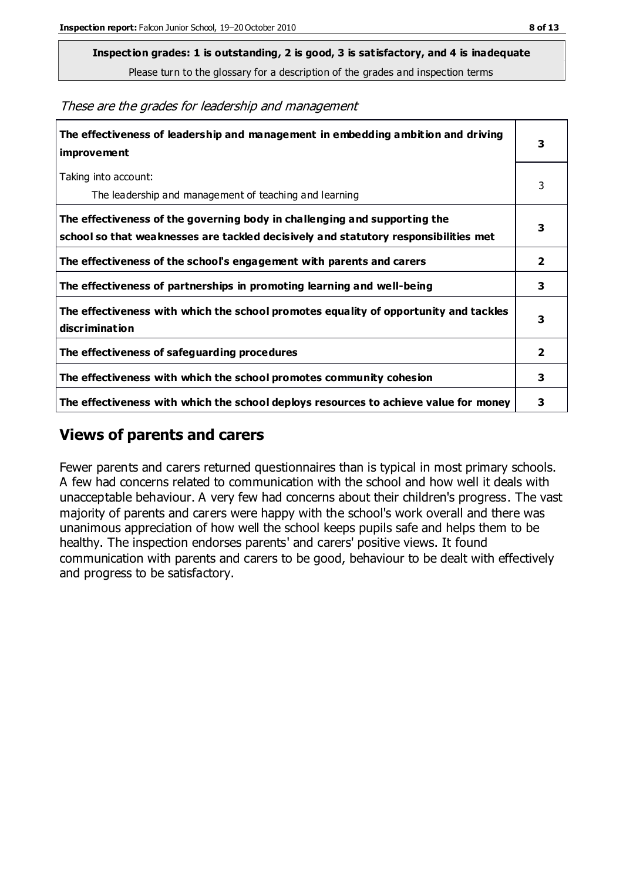**Inspection grades: 1 is outstanding, 2 is good, 3 is satisfactory, and 4 is inadequate**

Please turn to the glossary for a description of the grades and inspection terms

*These are the grades for leadership and management*

| | |
|---|---|
| **The effectiveness of leadership and management in embedding ambition and driving improvement** | **3** |
| Taking into account:<br>The leadership and management of teaching and learning | 3 |
| **The effectiveness of the governing body in challenging and supporting the school so that weaknesses are tackled decisively and statutory responsibilities met** | **3** |
| **The effectiveness of the school's engagement with parents and carers** | **2** |
| **The effectiveness of partnerships in promoting learning and well-being** | **3** |
| **The effectiveness with which the school promotes equality of opportunity and tackles discrimination** | **3** |
| **The effectiveness of safeguarding procedures** | **2** |
| **The effectiveness with which the school promotes community cohesion** | **3** |
| **The effectiveness with which the school deploys resources to achieve value for money** | **3** |

## Views of parents and carers

Fewer parents and carers returned questionnaires than is typical in most primary schools. A few had concerns related to communication with the school and how well it deals with unacceptable behaviour. A very few had concerns about their children's progress. The vast majority of parents and carers were happy with the school's work overall and there was unanimous appreciation of how well the school keeps pupils safe and helps them to be healthy. The inspection endorses parents' and carers' positive views. It found communication with parents and carers to be good, behaviour to be dealt with effectively and progress to be satisfactory.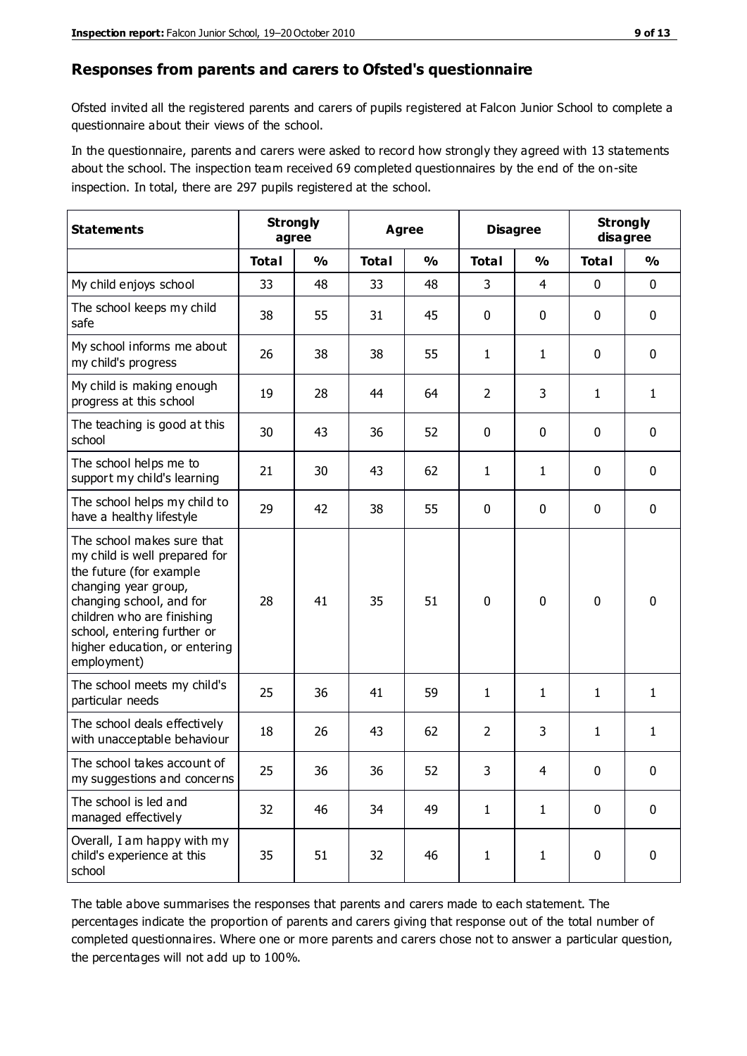## Responses from parents and carers to Ofsted's questionnaire

Ofsted invited all the registered parents and carers of pupils registered at Falcon Junior School to complete a questionnaire about their views of the school.

In the questionnaire, parents and carers were asked to record how strongly they agreed with 13 statements about the school. The inspection team received 69 completed questionnaires by the end of the on-site inspection. In total, there are 297 pupils registered at the school.

| Statements | Strongly agree | | Agree | | Disagree | | Strongly disagree | |
|---|---|---|---|---|---|---|---|---|
| | Total | % | Total | % | Total | % | Total | % |
| My child enjoys school | 33 | 48 | 33 | 48 | 3 | 4 | 0 | 0 |
| The school keeps my child safe | 38 | 55 | 31 | 45 | 0 | 0 | 0 | 0 |
| My school informs me about my child's progress | 26 | 38 | 38 | 55 | 1 | 1 | 0 | 0 |
| My child is making enough progress at this school | 19 | 28 | 44 | 64 | 2 | 3 | 1 | 1 |
| The teaching is good at this school | 30 | 43 | 36 | 52 | 0 | 0 | 0 | 0 |
| The school helps me to support my child's learning | 21 | 30 | 43 | 62 | 1 | 1 | 0 | 0 |
| The school helps my child to have a healthy lifestyle | 29 | 42 | 38 | 55 | 0 | 0 | 0 | 0 |
| The school makes sure that my child is well prepared for the future (for example changing year group, changing school, and for children who are finishing school, entering further or higher education, or entering employment) | 28 | 41 | 35 | 51 | 0 | 0 | 0 | 0 |
| The school meets my child's particular needs | 25 | 36 | 41 | 59 | 1 | 1 | 1 | 1 |
| The school deals effectively with unacceptable behaviour | 18 | 26 | 43 | 62 | 2 | 3 | 1 | 1 |
| The school takes account of my suggestions and concerns | 25 | 36 | 36 | 52 | 3 | 4 | 0 | 0 |
| The school is led and managed effectively | 32 | 46 | 34 | 49 | 1 | 1 | 0 | 0 |
| Overall, I am happy with my child's experience at this school | 35 | 51 | 32 | 46 | 1 | 1 | 0 | 0 |

The table above summarises the responses that parents and carers made to each statement. The percentages indicate the proportion of parents and carers giving that response out of the total number of completed questionnaires. Where one or more parents and carers chose not to answer a particular question, the percentages will not add up to 100%.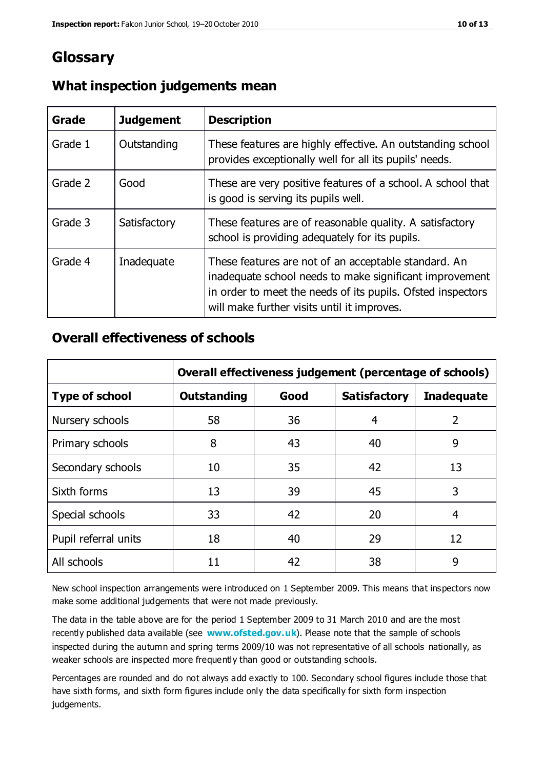# Glossary

## What inspection judgements mean

| Grade | Judgement | Description |
| --- | --- | --- |
| Grade 1 | Outstanding | These features are highly effective. An outstanding school provides exceptionally well for all its pupils' needs. |
| Grade 2 | Good | These are very positive features of a school. A school that is good is serving its pupils well. |
| Grade 3 | Satisfactory | These features are of reasonable quality. A satisfactory school is providing adequately for its pupils. |
| Grade 4 | Inadequate | These features are not of an acceptable standard. An inadequate school needs to make significant improvement in order to meet the needs of its pupils. Ofsted inspectors will make further visits until it improves. |

## Overall effectiveness of schools

| | Overall effectiveness judgement (percentage of schools) | | | |
| --- | --- | --- | --- | --- |
| **Type of school** | **Outstanding** | **Good** | **Satisfactory** | **Inadequate** |
| Nursery schools | 58 | 36 | 4 | 2 |
| Primary schools | 8 | 43 | 40 | 9 |
| Secondary schools | 10 | 35 | 42 | 13 |
| Sixth forms | 13 | 39 | 45 | 3 |
| Special schools | 33 | 42 | 20 | 4 |
| Pupil referral units | 18 | 40 | 29 | 12 |
| All schools | 11 | 42 | 38 | 9 |

New school inspection arrangements were introduced on 1 September 2009. This means that inspectors now make some additional judgements that were not made previously.

The data in the table above are for the period 1 September 2009 to 31 March 2010 and are the most recently published data available (see **www.ofsted.gov.uk**). Please note that the sample of schools inspected during the autumn and spring terms 2009/10 was not representative of all schools nationally, as weaker schools are inspected more frequently than good or outstanding schools.

Percentages are rounded and do not always add exactly to 100. Secondary school figures include those that have sixth forms, and sixth form figures include only the data specifically for sixth form inspection judgements.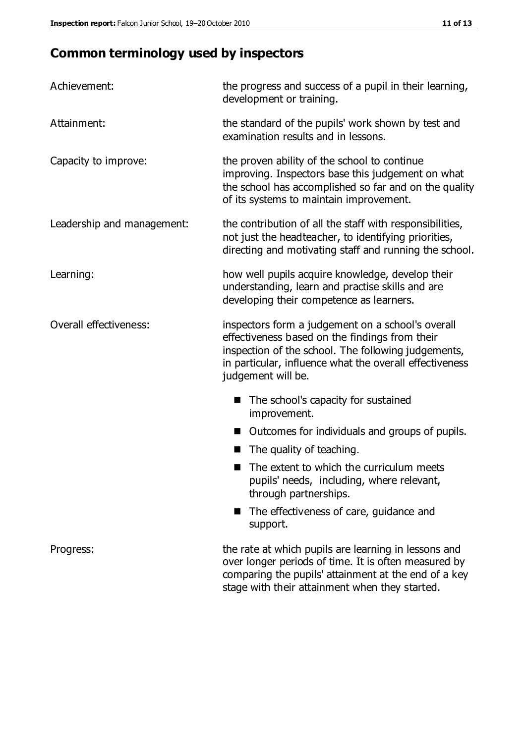## Common terminology used by inspectors

**Achievement:** the progress and success of a pupil in their learning, development or training.

**Attainment:** the standard of the pupils' work shown by test and examination results and in lessons.

**Capacity to improve:** the proven ability of the school to continue improving. Inspectors base this judgement on what the school has accomplished so far and on the quality of its systems to maintain improvement.

**Leadership and management:** the contribution of all the staff with responsibilities, not just the headteacher, to identifying priorities, directing and motivating staff and running the school.

**Learning:** how well pupils acquire knowledge, develop their understanding, learn and practise skills and are developing their competence as learners.

**Overall effectiveness:** inspectors form a judgement on a school's overall effectiveness based on the findings from their inspection of the school. The following judgements, in particular, influence what the overall effectiveness judgement will be.

- The school's capacity for sustained improvement.
- Outcomes for individuals and groups of pupils.
- The quality of teaching.
- The extent to which the curriculum meets pupils' needs, including, where relevant, through partnerships.
- The effectiveness of care, guidance and support.

**Progress:** the rate at which pupils are learning in lessons and over longer periods of time. It is often measured by comparing the pupils' attainment at the end of a key stage with their attainment when they started.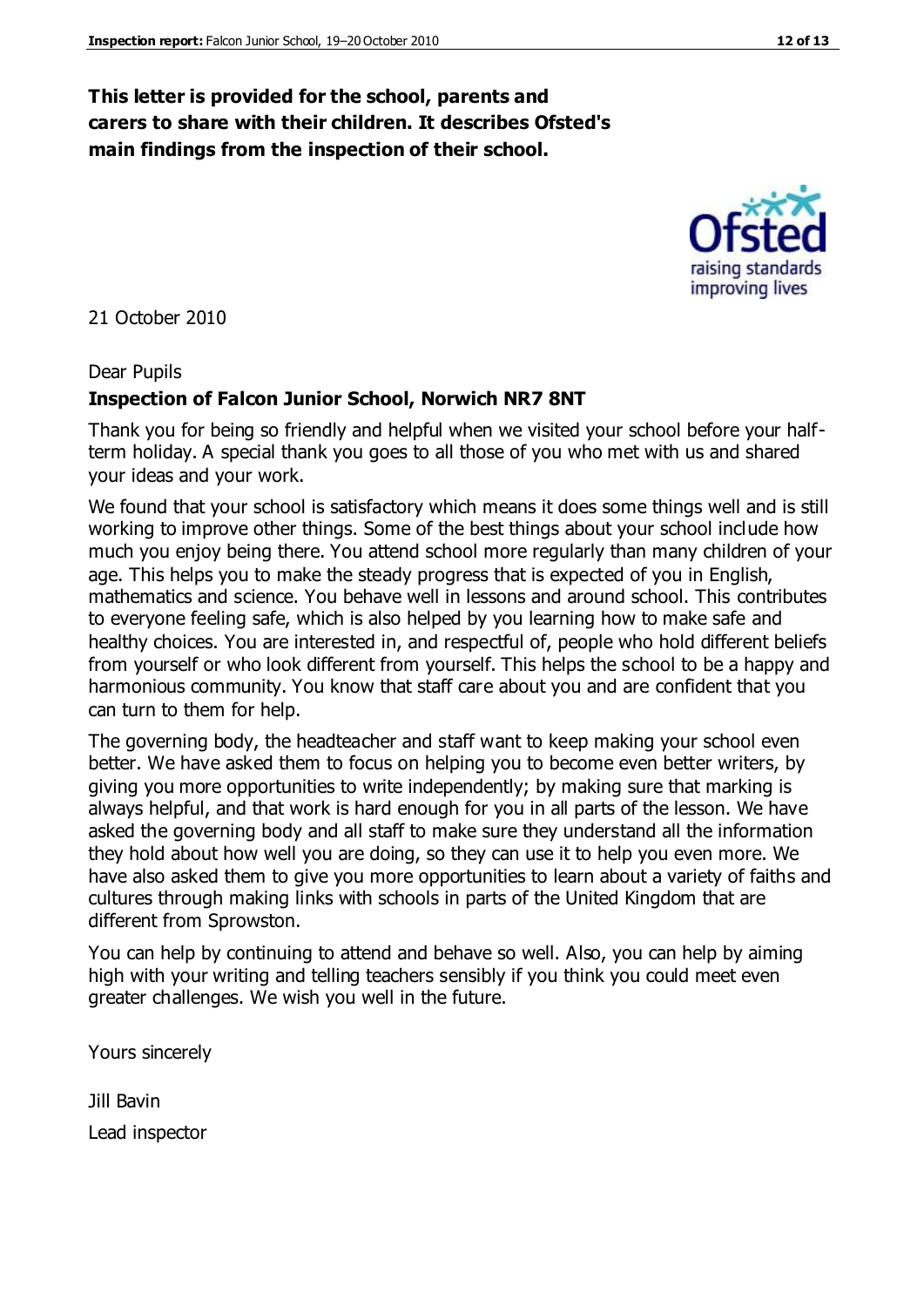**This letter is provided for the school, parents and carers to share with their children. It describes Ofsted's main findings from the inspection of their school.**

21 October 2010

Dear Pupils

**Inspection of Falcon Junior School, Norwich NR7 8NT**

Thank you for being so friendly and helpful when we visited your school before your half-term holiday. A special thank you goes to all those of you who met with us and shared your ideas and your work.

We found that your school is satisfactory which means it does some things well and is still working to improve other things. Some of the best things about your school include how much you enjoy being there. You attend school more regularly than many children of your age. This helps you to make the steady progress that is expected of you in English, mathematics and science. You behave well in lessons and around school. This contributes to everyone feeling safe, which is also helped by you learning how to make safe and healthy choices. You are interested in, and respectful of, people who hold different beliefs from yourself or who look different from yourself. This helps the school to be a happy and harmonious community. You know that staff care about you and are confident that you can turn to them for help.

The governing body, the headteacher and staff want to keep making your school even better. We have asked them to focus on helping you to become even better writers, by giving you more opportunities to write independently; by making sure that marking is always helpful, and that work is hard enough for you in all parts of the lesson. We have asked the governing body and all staff to make sure they understand all the information they hold about how well you are doing, so they can use it to help you even more. We have also asked them to give you more opportunities to learn about a variety of faiths and cultures through making links with schools in parts of the United Kingdom that are different from Sprowston.

You can help by continuing to attend and behave so well. Also, you can help by aiming high with your writing and telling teachers sensibly if you think you could meet even greater challenges. We wish you well in the future.

Yours sincerely

Jill Bavin

Lead inspector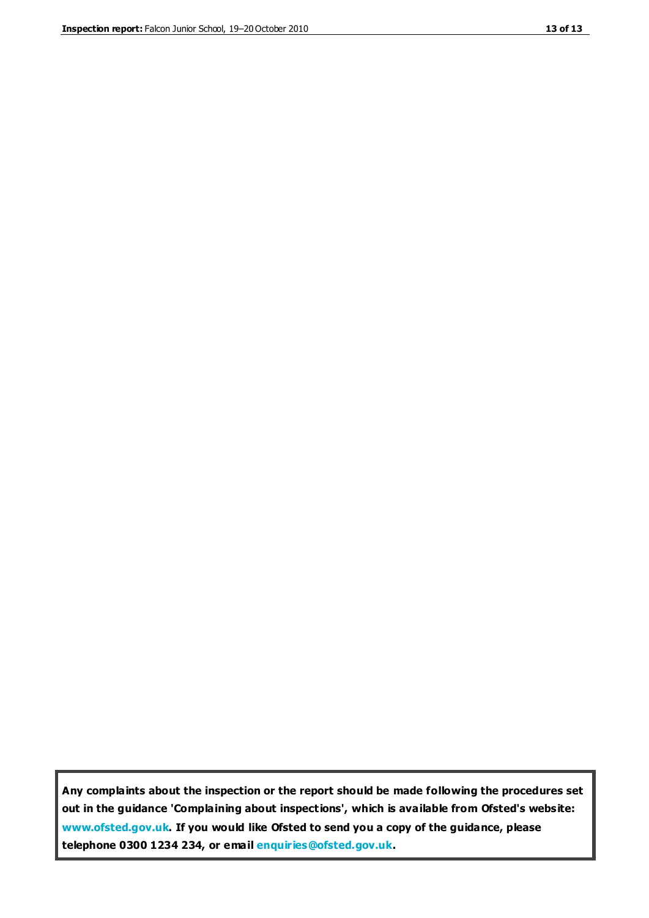**Any complaints about the inspection or the report should be made following the procedures set out in the guidance 'Complaining about inspections', which is available from Ofsted's website: www.ofsted.gov.uk. If you would like Ofsted to send you a copy of the guidance, please telephone 0300 1234 234, or email enquiries@ofsted.gov.uk.**